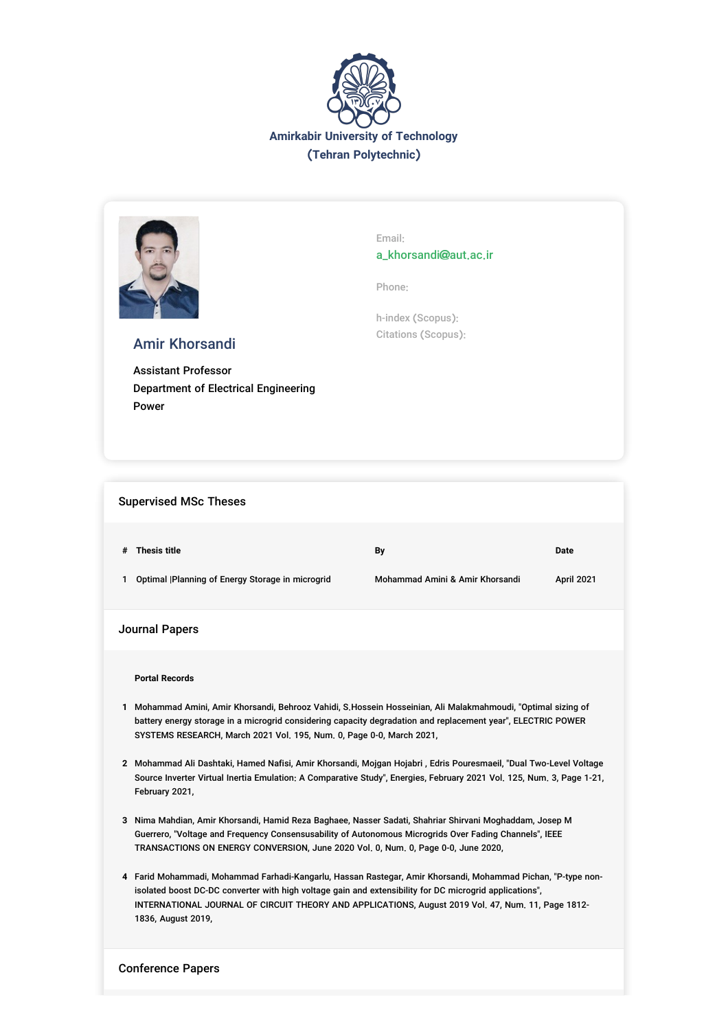# Amirkabir University of Technology
## (Tehran Polytechnic)

## Amir Khorsandi

Assistant Professor
Department of Electrical Engineering
Power

Email:
a_khorsandi@aut.ac.ir

Phone:

h-index (Scopus):
Citations (Scopus):

## Supervised MSc Theses

| # | Thesis title | By | Date |
|---|---|---|---|
| 1 | Optimal |Planning of Energy Storage in microgrid | Mohammad Amini & Amir Khorsandi | April 2021 |

## Journal Papers

**Portal Records**

1. Mohammad Amini, Amir Khorsandi, Behrooz Vahidi, S.Hossein Hosseinian, Ali Malakmahmoudi, "Optimal sizing of battery energy storage in a microgrid considering capacity degradation and replacement year", ELECTRIC POWER SYSTEMS RESEARCH, March 2021 Vol. 195, Num. 0, Page 0-0, March 2021,

2. Mohammad Ali Dashtaki, Hamed Nafisi, Amir Khorsandi, Mojgan Hojabri , Edris Pouresmaeil, "Dual Two-Level Voltage Source Inverter Virtual Inertia Emulation: A Comparative Study", Energies, February 2021 Vol. 125, Num. 3, Page 1-21, February 2021,

3. Nima Mahdian, Amir Khorsandi, Hamid Reza Baghaee, Nasser Sadati, Shahriar Shirvani Moghaddam, Josep M Guerrero, "Voltage and Frequency Consensusability of Autonomous Microgrids Over Fading Channels", IEEE TRANSACTIONS ON ENERGY CONVERSION, June 2020 Vol. 0, Num. 0, Page 0-0, June 2020,

4. Farid Mohammadi, Mohammad Farhadi-Kangarlu, Hassan Rastegar, Amir Khorsandi, Mohammad Pichan, "P-type non-isolated boost DC-DC converter with high voltage gain and extensibility for DC microgrid applications", INTERNATIONAL JOURNAL OF CIRCUIT THEORY AND APPLICATIONS, August 2019 Vol. 47, Num. 11, Page 1812-1836, August 2019,

## Conference Papers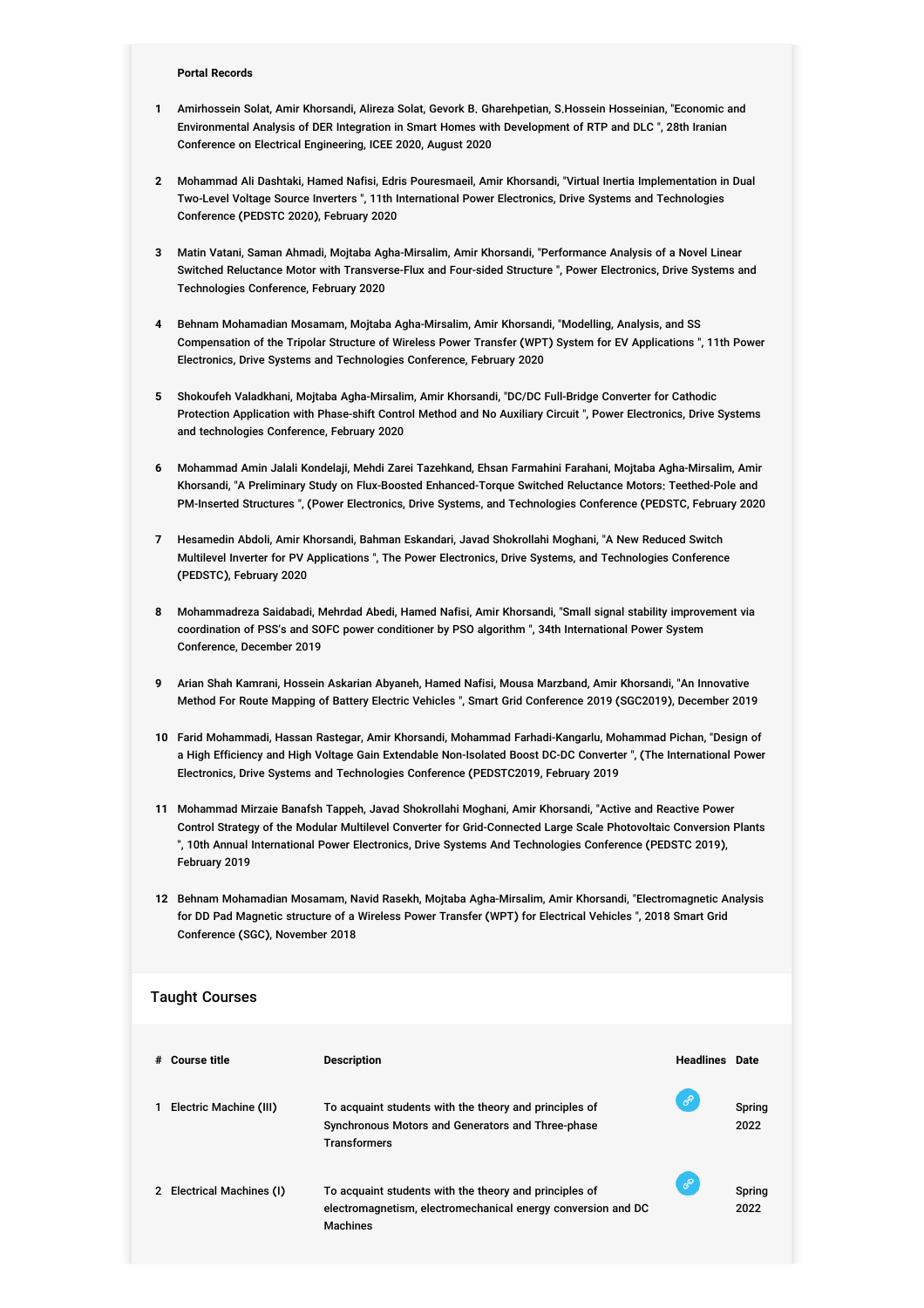**Portal Records**

1. Amirhossein Solat, Amir Khorsandi, Alireza Solat, Gevork B. Gharehpetian, S.Hossein Hosseinian, "Economic and Environmental Analysis of DER Integration in Smart Homes with Development of RTP and DLC ", 28th Iranian Conference on Electrical Engineering, ICEE 2020, August 2020

2. Mohammad Ali Dashtaki, Hamed Nafisi, Edris Pouresmaeil, Amir Khorsandi, "Virtual Inertia Implementation in Dual Two-Level Voltage Source Inverters ", 11th International Power Electronics, Drive Systems and Technologies Conference (PEDSTC 2020), February 2020

3. Matin Vatani, Saman Ahmadi, Mojtaba Agha-Mirsalim, Amir Khorsandi, "Performance Analysis of a Novel Linear Switched Reluctance Motor with Transverse-Flux and Four-sided Structure ", Power Electronics, Drive Systems and Technologies Conference, February 2020

4. Behnam Mohamadian Mosamam, Mojtaba Agha-Mirsalim, Amir Khorsandi, "Modelling, Analysis, and SS Compensation of the Tripolar Structure of Wireless Power Transfer (WPT) System for EV Applications ", 11th Power Electronics, Drive Systems and Technologies Conference, February 2020

5. Shokoufeh Valadkhani, Mojtaba Agha-Mirsalim, Amir Khorsandi, "DC/DC Full-Bridge Converter for Cathodic Protection Application with Phase-shift Control Method and No Auxiliary Circuit ", Power Electronics, Drive Systems and technologies Conference, February 2020

6. Mohammad Amin Jalali Kondelaji, Mehdi Zarei Tazehkand, Ehsan Farmahini Farahani, Mojtaba Agha-Mirsalim, Amir Khorsandi, "A Preliminary Study on Flux-Boosted Enhanced-Torque Switched Reluctance Motors: Teethed-Pole and PM-Inserted Structures ", (Power Electronics, Drive Systems, and Technologies Conference (PEDSTC, February 2020

7. Hesamedin Abdoli, Amir Khorsandi, Bahman Eskandari, Javad Shokrollahi Moghani, "A New Reduced Switch Multilevel Inverter for PV Applications ", The Power Electronics, Drive Systems, and Technologies Conference (PEDSTC), February 2020

8. Mohammadreza Saidabadi, Mehrdad Abedi, Hamed Nafisi, Amir Khorsandi, "Small signal stability improvement via coordination of PSS's and SOFC power conditioner by PSO algorithm ", 34th International Power System Conference, December 2019

9. Arian Shah Kamrani, Hossein Askarian Abyaneh, Hamed Nafisi, Mousa Marzband, Amir Khorsandi, "An Innovative Method For Route Mapping of Battery Electric Vehicles ", Smart Grid Conference 2019 (SGC2019), December 2019

10. Farid Mohammadi, Hassan Rastegar, Amir Khorsandi, Mohammad Farhadi-Kangarlu, Mohammad Pichan, "Design of a High Efficiency and High Voltage Gain Extendable Non-Isolated Boost DC-DC Converter ", (The International Power Electronics, Drive Systems and Technologies Conference (PEDSTC2019, February 2019

11. Mohammad Mirzaie Banafsh Tappeh, Javad Shokrollahi Moghani, Amir Khorsandi, "Active and Reactive Power Control Strategy of the Modular Multilevel Converter for Grid-Connected Large Scale Photovoltaic Conversion Plants ", 10th Annual International Power Electronics, Drive Systems And Technologies Conference (PEDSTC 2019), February 2019

12. Behnam Mohamadian Mosamam, Navid Rasekh, Mojtaba Agha-Mirsalim, Amir Khorsandi, "Electromagnetic Analysis for DD Pad Magnetic structure of a Wireless Power Transfer (WPT) for Electrical Vehicles ", 2018 Smart Grid Conference (SGC), November 2018

## Taught Courses

| # | Course title | Description | Headlines | Date |
|---|---|---|---|---|
| 1 | Electric Machine (III) | To acquaint students with the theory and principles of Synchronous Motors and Generators and Three-phase Transformers | | Spring 2022 |
| 2 | Electrical Machines (I) | To acquaint students with the theory and principles of electromagnetism, electromechanical energy conversion and DC Machines | | Spring 2022 |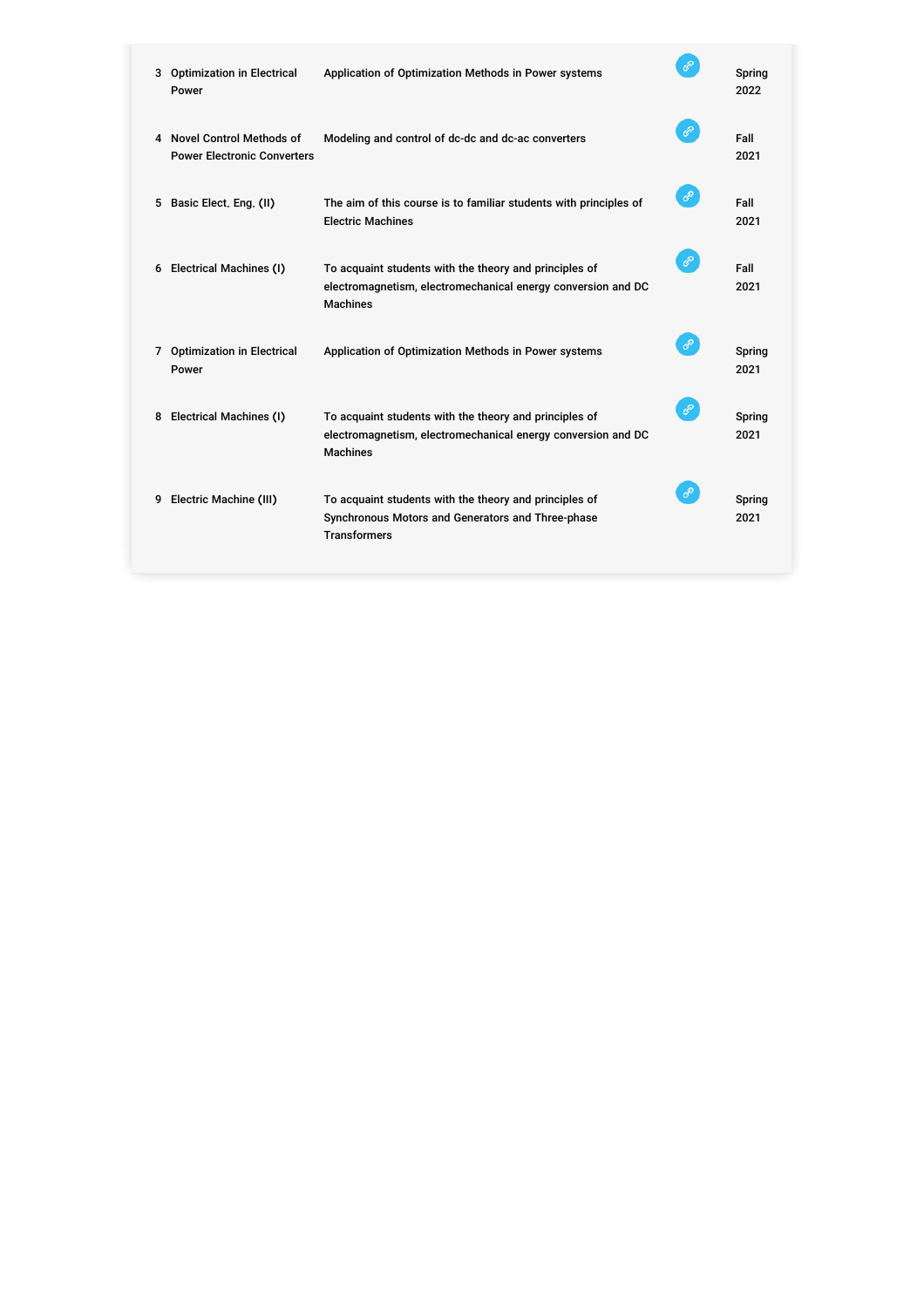| | | | | |
|---|---|---|---|---|
| 3 | Optimization in Electrical Power | Application of Optimization Methods in Power systems | | Spring 2022 |
| 4 | Novel Control Methods of Power Electronic Converters | Modeling and control of dc-dc and dc-ac converters | | Fall 2021 |
| 5 | Basic Elect. Eng. (II) | The aim of this course is to familiar students with principles of Electric Machines | | Fall 2021 |
| 6 | Electrical Machines (I) | To acquaint students with the theory and principles of electromagnetism, electromechanical energy conversion and DC Machines | | Fall 2021 |
| 7 | Optimization in Electrical Power | Application of Optimization Methods in Power systems | | Spring 2021 |
| 8 | Electrical Machines (I) | To acquaint students with the theory and principles of electromagnetism, electromechanical energy conversion and DC Machines | | Spring 2021 |
| 9 | Electric Machine (III) | To acquaint students with the theory and principles of Synchronous Motors and Generators and Three-phase Transformers | | Spring 2021 |